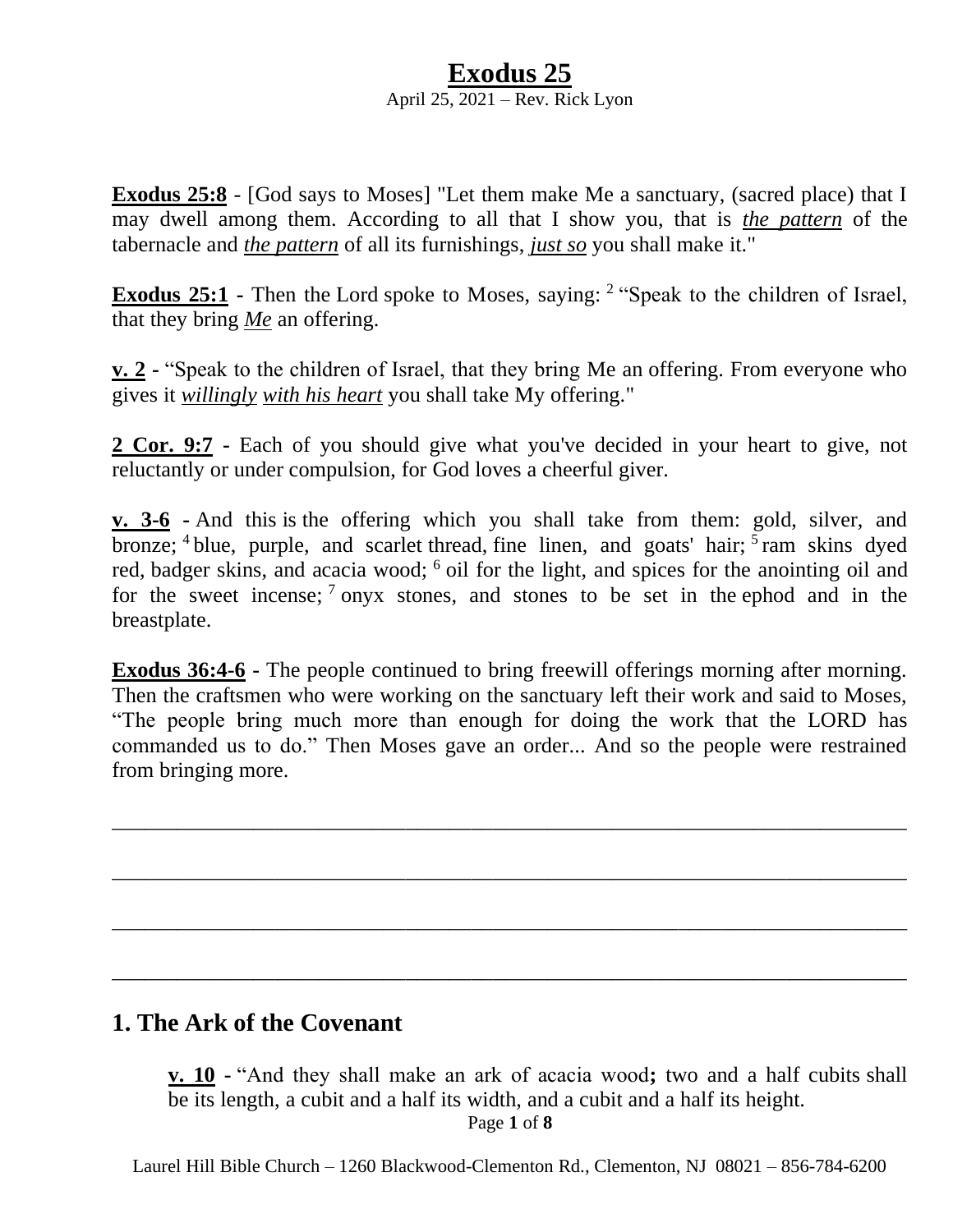# Exodus 25

April 25, 2021 – Rev. Rick Lyon

**Exodus 25:8** - [God says to Moses] "Let them make Me a sanctuary, (sacred place) that I may dwell among them. According to all that I show you, that is ***the pattern*** of the tabernacle and ***the pattern*** of all its furnishings, ***just so*** you shall make it."

**Exodus 25:1** - Then the Lord spoke to Moses, saying: [2] "Speak to the children of Israel, that they bring ***Me*** an offering.

**v. 2** - "Speak to the children of Israel, that they bring Me an offering. From everyone who gives it ***willingly with his heart*** you shall take My offering."

**2 Cor. 9:7** - Each of you should give what you've decided in your heart to give, not reluctantly or under compulsion, for God loves a cheerful giver.

**v. 3-6** - And this is the offering which you shall take from them: gold, silver, and bronze; [4] blue, purple, and scarlet thread, fine linen, and goats' hair; [5] ram skins dyed red, badger skins, and acacia wood; [6] oil for the light, and spices for the anointing oil and for the sweet incense; [7] onyx stones, and stones to be set in the ephod and in the breastplate.

**Exodus 36:4-6** - The people continued to bring freewill offerings morning after morning. Then the craftsmen who were working on the sanctuary left their work and said to Moses, "The people bring much more than enough for doing the work that the LORD has commanded us to do." Then Moses gave an order... And so the people were restrained from bringing more.

______________________________________________________________________

______________________________________________________________________

______________________________________________________________________

______________________________________________________________________

## 1. The Ark of the Covenant

**v. 10** - "And they shall make an ark of acacia wood**;** two and a half cubits shall be its length, a cubit and a half its width, and a cubit and a half its height.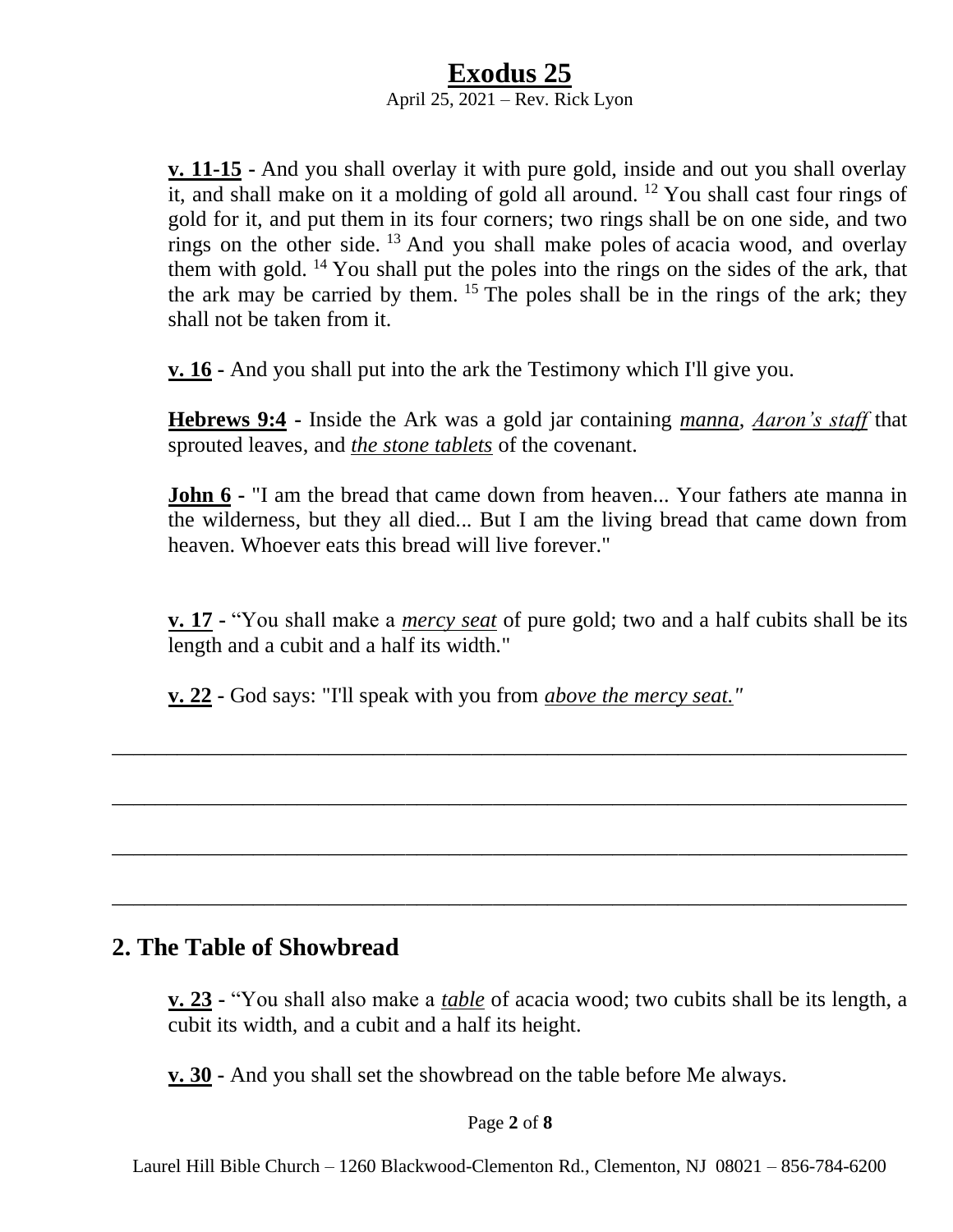**v. 11-15** - And you shall overlay it with pure gold, inside and out you shall overlay it, and shall make on it a molding of gold all around. [12] You shall cast four rings of gold for it, and put them in its four corners; two rings shall be on one side, and two rings on the other side. [13] And you shall make poles of acacia wood, and overlay them with gold. [14] You shall put the poles into the rings on the sides of the ark, that the ark may be carried by them. [15] The poles shall be in the rings of the ark; they shall not be taken from it.

**v. 16** - And you shall put into the ark the Testimony which I'll give you.

**Hebrews 9:4** - Inside the Ark was a gold jar containing ***manna***, ***Aaron's staff*** that sprouted leaves, and ***the stone tablets*** of the covenant.

**John 6** - "I am the bread that came down from heaven... Your fathers ate manna in the wilderness, but they all died... But I am the living bread that came down from heaven. Whoever eats this bread will live forever."

**v. 17** - "You shall make a ***mercy seat*** of pure gold; two and a half cubits shall be its length and a cubit and a half its width."

**v. 22** - God says: "I'll speak with you from ***above the mercy seat."***

\_\_\_\_\_\_\_\_\_\_\_\_\_\_\_\_\_\_\_\_\_\_\_\_\_\_\_\_\_\_\_\_\_\_\_\_\_\_\_\_\_\_\_\_\_\_\_\_\_\_\_\_\_\_\_\_\_\_\_\_\_\_\_\_\_\_\_\_\_\_

\_\_\_\_\_\_\_\_\_\_\_\_\_\_\_\_\_\_\_\_\_\_\_\_\_\_\_\_\_\_\_\_\_\_\_\_\_\_\_\_\_\_\_\_\_\_\_\_\_\_\_\_\_\_\_\_\_\_\_\_\_\_\_\_\_\_\_\_\_\_

\_\_\_\_\_\_\_\_\_\_\_\_\_\_\_\_\_\_\_\_\_\_\_\_\_\_\_\_\_\_\_\_\_\_\_\_\_\_\_\_\_\_\_\_\_\_\_\_\_\_\_\_\_\_\_\_\_\_\_\_\_\_\_\_\_\_\_\_\_\_

\_\_\_\_\_\_\_\_\_\_\_\_\_\_\_\_\_\_\_\_\_\_\_\_\_\_\_\_\_\_\_\_\_\_\_\_\_\_\_\_\_\_\_\_\_\_\_\_\_\_\_\_\_\_\_\_\_\_\_\_\_\_\_\_\_\_\_\_\_\_

## 2. The Table of Showbread

**v. 23** - "You shall also make a ***table*** of acacia wood; two cubits shall be its length, a cubit its width, and a cubit and a half its height.

**v. 30** - And you shall set the showbread on the table before Me always.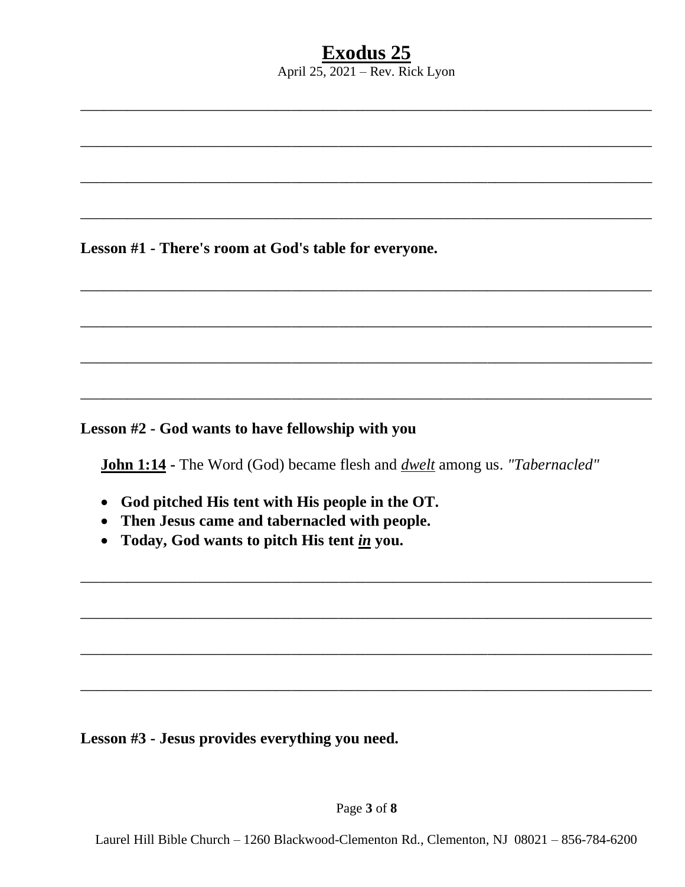# Exodus 25

April 25, 2021 – Rev. Rick Lyon

________________________________________________________________________

________________________________________________________________________

________________________________________________________________________

________________________________________________________________________

**Lesson #1 - There's room at God's table for everyone.**

________________________________________________________________________

________________________________________________________________________

________________________________________________________________________

________________________________________________________________________

**Lesson #2 - God wants to have fellowship with you**

**<u>John 1:14</u> -** The Word (God) became flesh and *<u>dwelt</u>* among us. *"Tabernacled"*

- **God pitched His tent with His people in the OT.**
- **Then Jesus came and tabernacled with people.**
- **Today, God wants to pitch His tent *<u>in</u>* you.**

________________________________________________________________________

________________________________________________________________________

________________________________________________________________________

________________________________________________________________________

**Lesson #3 - Jesus provides everything you need.**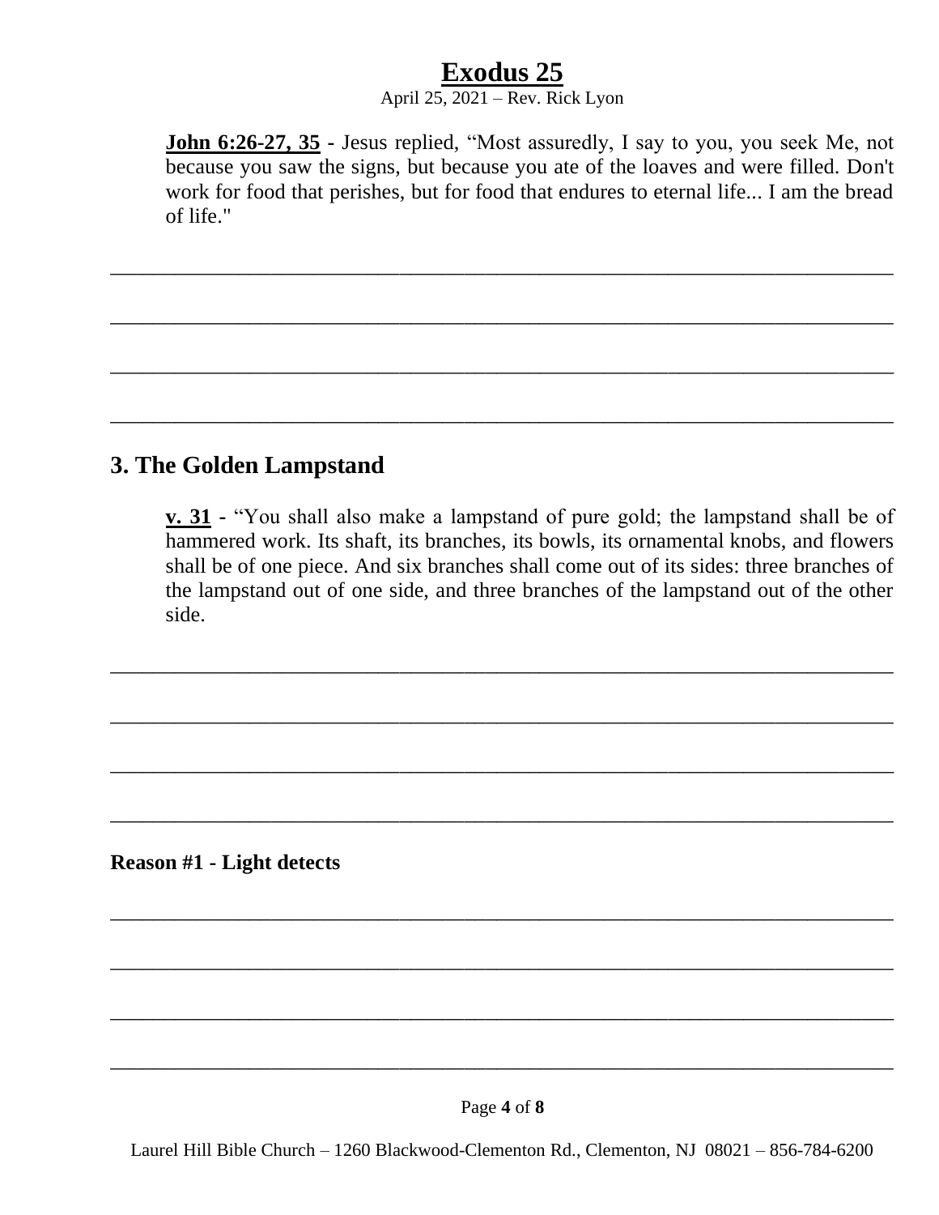**John 6:26-27, 35** - Jesus replied, “Most assuredly, I say to you, you seek Me, not because you saw the signs, but because you ate of the loaves and were filled. Don't work for food that perishes, but for food that endures to eternal life... I am the bread of life."

________________________________________________________________________

________________________________________________________________________

________________________________________________________________________

________________________________________________________________________

## 3. The Golden Lampstand

**v. 31** - “You shall also make a lampstand of pure gold; the lampstand shall be of hammered work. Its shaft, its branches, its bowls, its ornamental knobs, and flowers shall be of one piece. And six branches shall come out of its sides: three branches of the lampstand out of one side, and three branches of the lampstand out of the other side.

________________________________________________________________________

________________________________________________________________________

________________________________________________________________________

________________________________________________________________________

**Reason #1 - Light detects**

________________________________________________________________________

________________________________________________________________________

________________________________________________________________________

________________________________________________________________________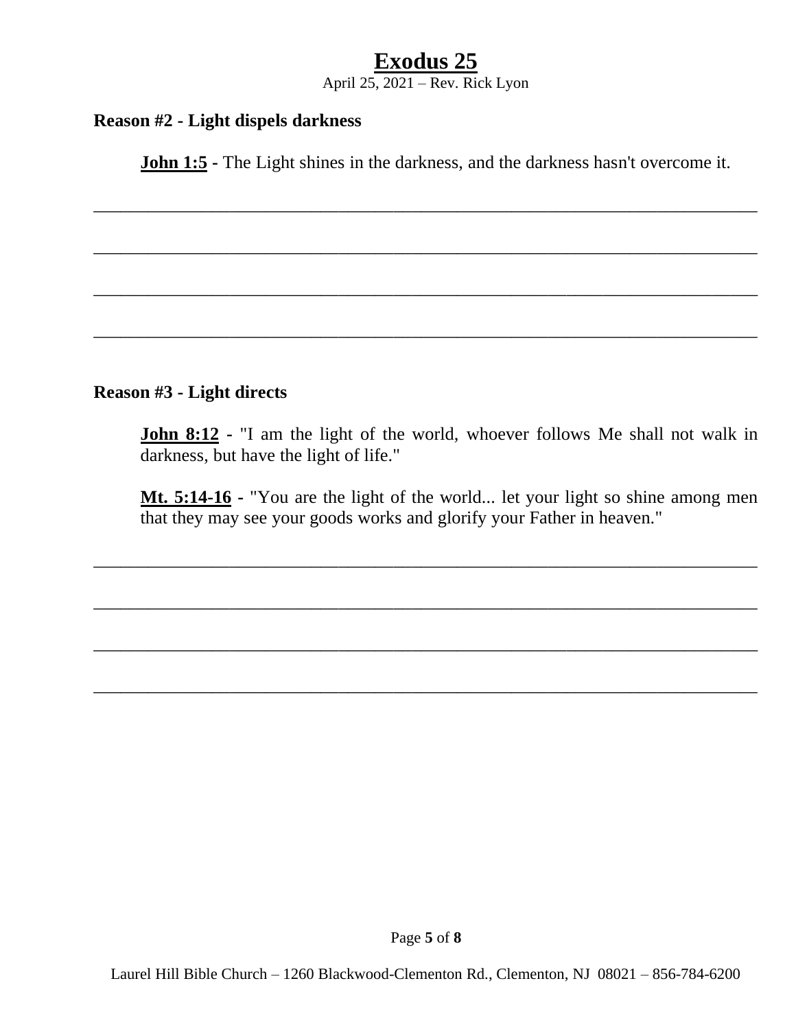# Exodus 25

April 25, 2021 – Rev. Rick Lyon

**Reason #2 - Light dispels darkness**

**John 1:5** - The Light shines in the darkness, and the darkness hasn't overcome it.

________________________________________________________________________

________________________________________________________________________

________________________________________________________________________

________________________________________________________________________

**Reason #3 - Light directs**

**John 8:12** - "I am the light of the world, whoever follows Me shall not walk in darkness, but have the light of life."

**Mt. 5:14-16** - "You are the light of the world... let your light so shine among men that they may see your goods works and glorify your Father in heaven."

________________________________________________________________________

________________________________________________________________________

________________________________________________________________________

________________________________________________________________________

Laurel Hill Bible Church – 1260 Blackwood-Clementon Rd., Clementon, NJ 08021 – 856-784-6200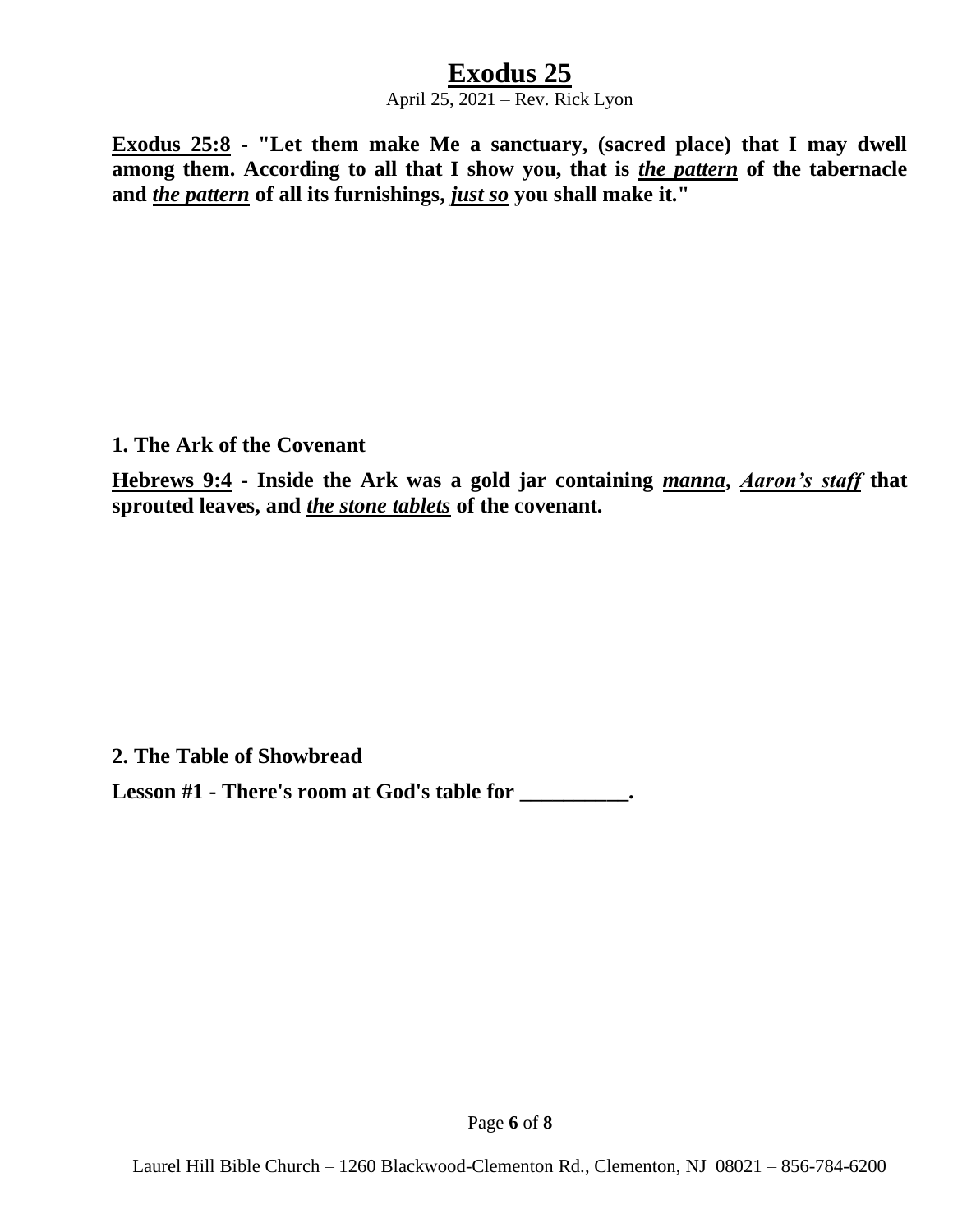# Exodus 25

April 25, 2021 – Rev. Rick Lyon

**Exodus 25:8 - "Let them make Me a sanctuary, (sacred place) that I may dwell among them. According to all that I show you, that is *the pattern* of the tabernacle and *the pattern* of all its furnishings, *just so* you shall make it."**

**1. The Ark of the Covenant**

**Hebrews 9:4 - Inside the Ark was a gold jar containing *manna*, *Aaron's staff* that sprouted leaves, and *the stone tablets* of the covenant.**

**2. The Table of Showbread**

**Lesson #1 - There's room at God's table for __________.**

Laurel Hill Bible Church – 1260 Blackwood-Clementon Rd., Clementon, NJ 08021 – 856-784-6200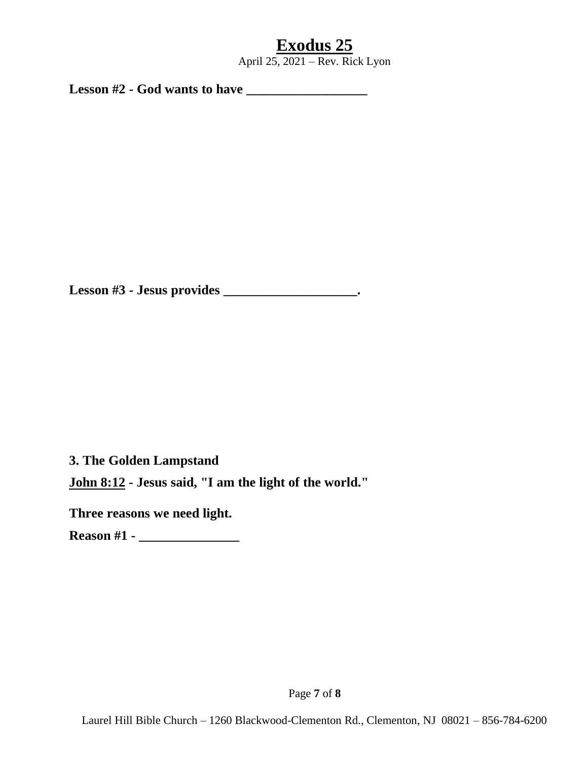# Exodus 25

April 25, 2021 – Rev. Rick Lyon

**Lesson #2 - God wants to have __________________**

**Lesson #3 - Jesus provides ____________________.**

**3. The Golden Lampstand**

**John 8:12 - Jesus said, "I am the light of the world."**

**Three reasons we need light.**

**Reason #1 - _______________**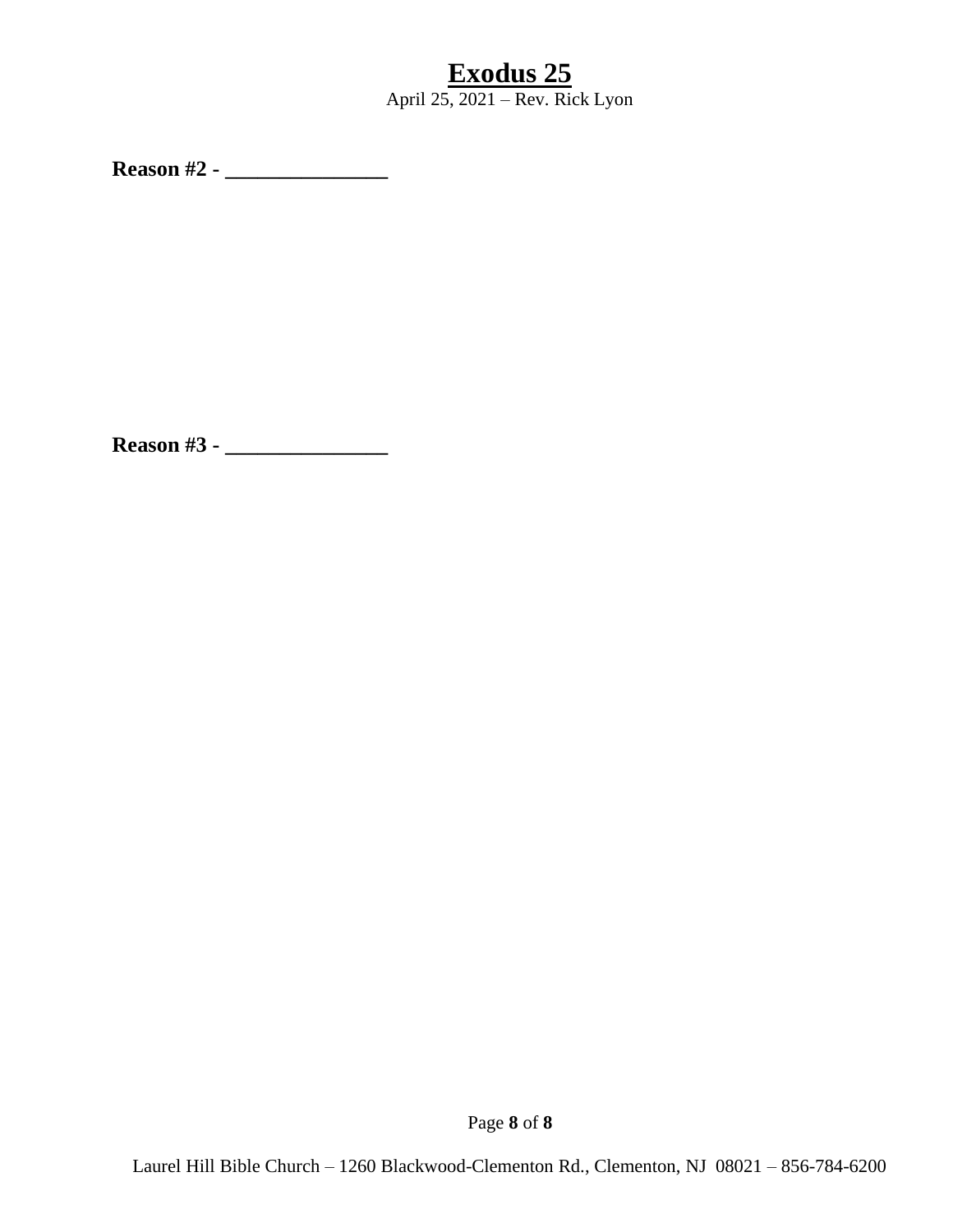**Reason #2 - _______________**

**Reason #3 - _______________**